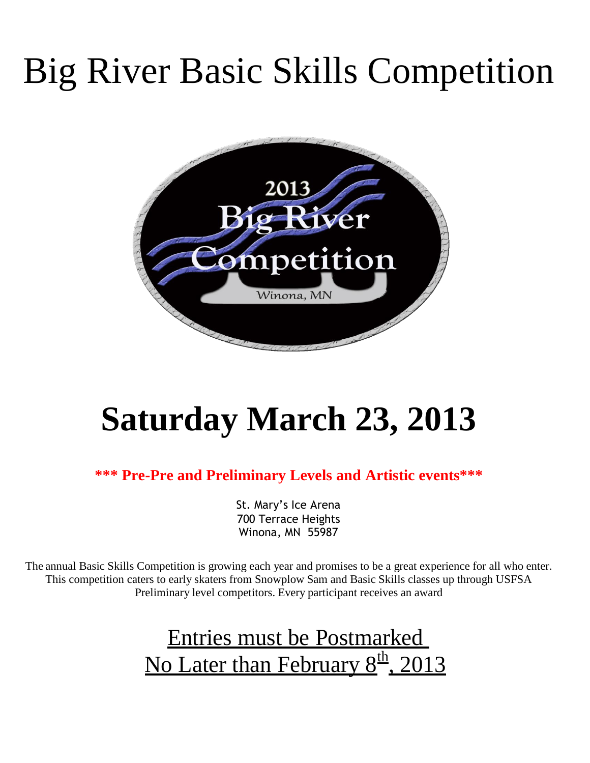# Big River Basic Skills Competition

# Saturday March 23, 2013

**\*\*\* Pre-Pre and Preliminary Levels and Artistic events\*\*\***

St. Mary's Ice Arena
700 Terrace Heights
Winona, MN 55987

The annual Basic Skills Competition is growing each year and promises to be a great experience for all who enter. This competition caters to early skaters from Snowplow Sam and Basic Skills classes up through USFSA Preliminary level competitors. Every participant receives an award

## Entries must be Postmarked No Later than February 8th, 2013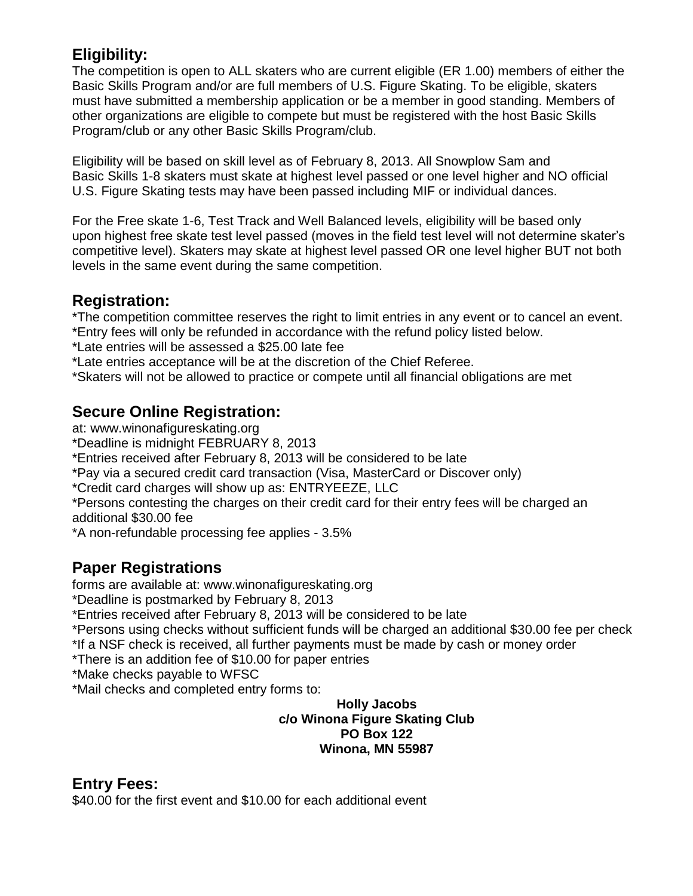## Eligibility:

The competition is open to ALL skaters who are current eligible (ER 1.00) members of either the Basic Skills Program and/or are full members of U.S. Figure Skating. To be eligible, skaters must have submitted a membership application or be a member in good standing. Members of other organizations are eligible to compete but must be registered with the host Basic Skills Program/club or any other Basic Skills Program/club.

Eligibility will be based on skill level as of February 8, 2013. All Snowplow Sam and Basic Skills 1-8 skaters must skate at highest level passed or one level higher and NO official U.S. Figure Skating tests may have been passed including MIF or individual dances.

For the Free skate 1-6, Test Track and Well Balanced levels, eligibility will be based only upon highest free skate test level passed (moves in the field test level will not determine skater's competitive level). Skaters may skate at highest level passed OR one level higher BUT not both levels in the same event during the same competition.

## Registration:

*The competition committee reserves the right to limit entries in any event or to cancel an event.
*Entry fees will only be refunded in accordance with the refund policy listed below.
*Late entries will be assessed a $25.00 late fee
*Late entries acceptance will be at the discretion of the Chief Referee.
*Skaters will not be allowed to practice or compete until all financial obligations are met

## Secure Online Registration:

at: www.winonafigureskating.org
*Deadline is midnight FEBRUARY 8, 2013
*Entries received after February 8, 2013 will be considered to be late
*Pay via a secured credit card transaction (Visa, MasterCard or Discover only)
*Credit card charges will show up as: ENTRYEEZE, LLC
*Persons contesting the charges on their credit card for their entry fees will be charged an additional $30.00 fee
*A non-refundable processing fee applies - 3.5%

## Paper Registrations

forms are available at: www.winonafigureskating.org
*Deadline is postmarked by February 8, 2013
*Entries received after February 8, 2013 will be considered to be late
*Persons using checks without sufficient funds will be charged an additional $30.00 fee per check
*If a NSF check is received, all further payments must be made by cash or money order
*There is an addition fee of $10.00 for paper entries
*Make checks payable to WFSC
*Mail checks and completed entry forms to:

**Holly Jacobs**
**c/o Winona Figure Skating Club**
**PO Box 122**
**Winona, MN 55987**

## Entry Fees:

$40.00 for the first event and $10.00 for each additional event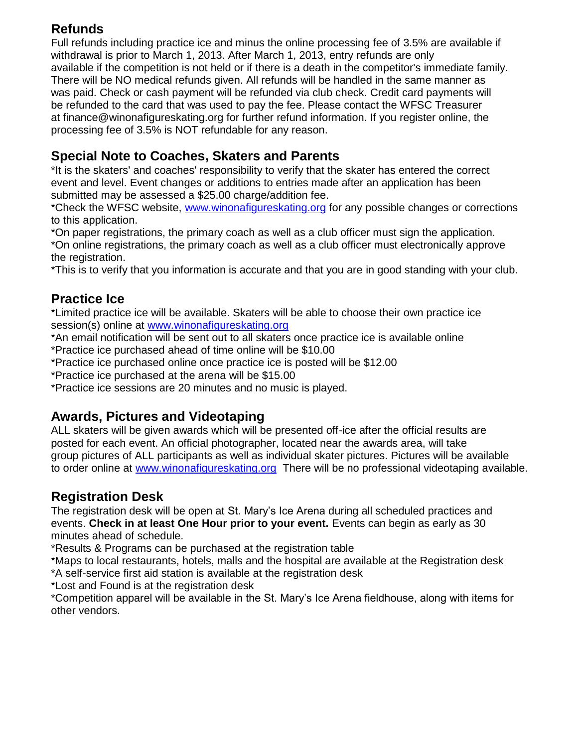## Refunds

Full refunds including practice ice and minus the online processing fee of 3.5% are available if withdrawal is prior to March 1, 2013. After March 1, 2013, entry refunds are only available if the competition is not held or if there is a death in the competitor's immediate family. There will be NO medical refunds given. All refunds will be handled in the same manner as was paid. Check or cash payment will be refunded via club check. Credit card payments will be refunded to the card that was used to pay the fee. Please contact the WFSC Treasurer at finance@winonafigureskating.org for further refund information. If you register online, the processing fee of 3.5% is NOT refundable for any reason.

## Special Note to Coaches, Skaters and Parents

*It is the skaters' and coaches' responsibility to verify that the skater has entered the correct event and level. Event changes or additions to entries made after an application has been submitted may be assessed a $25.00 charge/addition fee.

*Check the WFSC website, [www.winonafigureskating.org](http://www.winonafigureskating.org) for any possible changes or corrections to this application.

*On paper registrations, the primary coach as well as a club officer must sign the application.

*On online registrations, the primary coach as well as a club officer must electronically approve the registration.

*This is to verify that you information is accurate and that you are in good standing with your club.

## Practice Ice

*Limited practice ice will be available. Skaters will be able to choose their own practice ice session(s) online at [www.winonafigureskating.org](http://www.winonafigureskating.org)

*An email notification will be sent out to all skaters once practice ice is available online

*Practice ice purchased ahead of time online will be $10.00

*Practice ice purchased online once practice ice is posted will be $12.00

*Practice ice purchased at the arena will be $15.00

*Practice ice sessions are 20 minutes and no music is played.

## Awards, Pictures and Videotaping

ALL skaters will be given awards which will be presented off-ice after the official results are posted for each event. An official photographer, located near the awards area, will take group pictures of ALL participants as well as individual skater pictures. Pictures will be available to order online at [www.winonafigureskating.org](http://www.winonafigureskating.org) There will be no professional videotaping available.

## Registration Desk

The registration desk will be open at St. Mary's Ice Arena during all scheduled practices and events. **Check in at least One Hour prior to your event.** Events can begin as early as 30 minutes ahead of schedule.

*Results & Programs can be purchased at the registration table

*Maps to local restaurants, hotels, malls and the hospital are available at the Registration desk

*A self-service first aid station is available at the registration desk

*Lost and Found is at the registration desk

*Competition apparel will be available in the St. Mary's Ice Arena fieldhouse, along with items for other vendors.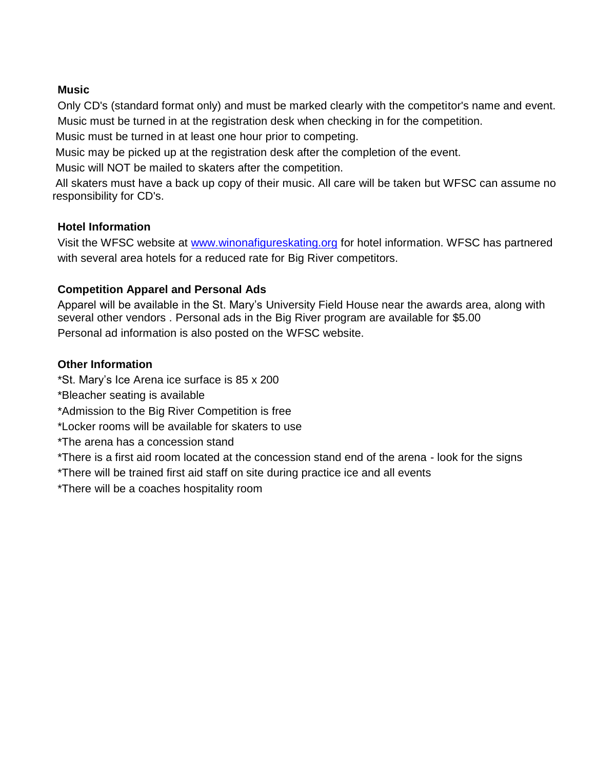**Music**

Only CD's (standard format only) and must be marked clearly with the competitor's name and event.
Music must be turned in at the registration desk when checking in for the competition.
Music must be turned in at least one hour prior to competing.
Music may be picked up at the registration desk after the completion of the event.
Music will NOT be mailed to skaters after the competition.
All skaters must have a back up copy of their music. All care will be taken but WFSC can assume no responsibility for CD's.

**Hotel Information**

Visit the WFSC website at [www.winonafigureskating.org](http://www.winonafigureskating.org) for hotel information. WFSC has partnered with several area hotels for a reduced rate for Big River competitors.

**Competition Apparel and Personal Ads**

Apparel will be available in the St. Mary's University Field House near the awards area, along with several other vendors . Personal ads in the Big River program are available for $5.00
Personal ad information is also posted on the WFSC website.

**Other Information**

*St. Mary's Ice Arena ice surface is 85 x 200
*Bleacher seating is available
*Admission to the Big River Competition is free
*Locker rooms will be available for skaters to use
*The arena has a concession stand
*There is a first aid room located at the concession stand end of the arena - look for the signs
*There will be trained first aid staff on site during practice ice and all events
*There will be a coaches hospitality room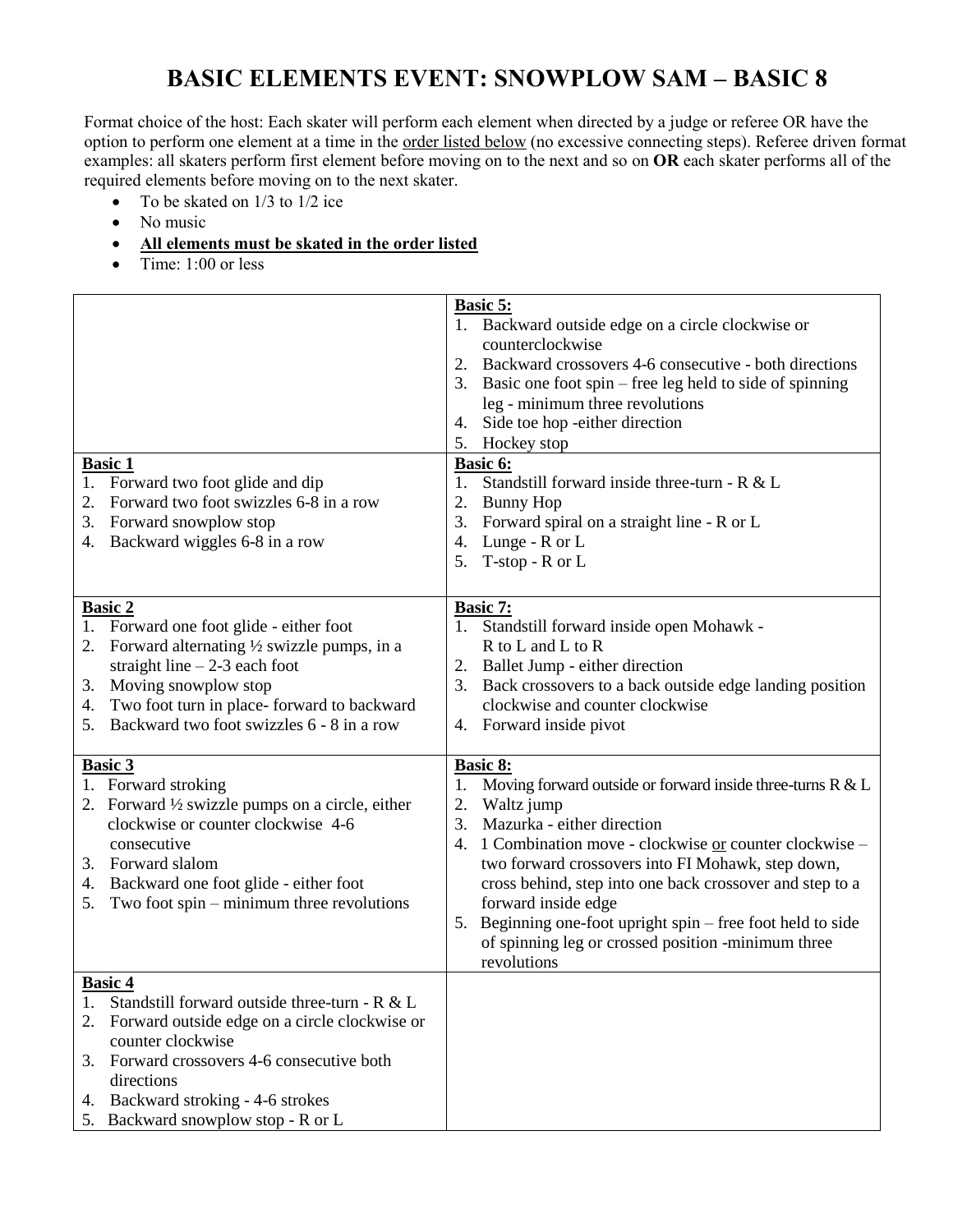# BASIC ELEMENTS EVENT: SNOWPLOW SAM – BASIC 8

Format choice of the host: Each skater will perform each element when directed by a judge or referee OR have the option to perform one element at a time in the order listed below (no excessive connecting steps). Referee driven format examples: all skaters perform first element before moving on to the next and so on **OR** each skater performs all of the required elements before moving on to the next skater.

- To be skated on 1/3 to 1/2 ice
- No music
- **All elements must be skated in the order listed**
- Time: 1:00 or less

| | |
|---|---|
| | **Basic 5:**<br>1. Backward outside edge on a circle clockwise or counterclockwise<br>2. Backward crossovers 4-6 consecutive - both directions<br>3. Basic one foot spin – free leg held to side of spinning leg - minimum three revolutions<br>4. Side toe hop -either direction<br>5. Hockey stop |
| **Basic 1**<br>1. Forward two foot glide and dip<br>2. Forward two foot swizzles 6-8 in a row<br>3. Forward snowplow stop<br>4. Backward wiggles 6-8 in a row | **Basic 6:**<br>1. Standstill forward inside three-turn - R & L<br>2. Bunny Hop<br>3. Forward spiral on a straight line - R or L<br>4. Lunge - R or L<br>5. T-stop - R or L |
| **Basic 2**<br>1. Forward one foot glide - either foot<br>2. Forward alternating ½ swizzle pumps, in a straight line – 2-3 each foot<br>3. Moving snowplow stop<br>4. Two foot turn in place- forward to backward<br>5. Backward two foot swizzles 6 - 8 in a row | **Basic 7:**<br>1. Standstill forward inside open Mohawk - R to L and L to R<br>2. Ballet Jump - either direction<br>3. Back crossovers to a back outside edge landing position clockwise and counter clockwise<br>4. Forward inside pivot |
| **Basic 3**<br>1. Forward stroking<br>2. Forward ½ swizzle pumps on a circle, either clockwise or counter clockwise 4-6 consecutive<br>3. Forward slalom<br>4. Backward one foot glide - either foot<br>5. Two foot spin – minimum three revolutions | **Basic 8:**<br>1. Moving forward outside or forward inside three-turns R & L<br>2. Waltz jump<br>3. Mazurka - either direction<br>4. 1 Combination move - clockwise or counter clockwise – two forward crossovers into FI Mohawk, step down, cross behind, step into one back crossover and step to a forward inside edge<br>5. Beginning one-foot upright spin – free foot held to side of spinning leg or crossed position -minimum three revolutions |
| **Basic 4**<br>1. Standstill forward outside three-turn - R & L<br>2. Forward outside edge on a circle clockwise or counter clockwise<br>3. Forward crossovers 4-6 consecutive both directions<br>4. Backward stroking - 4-6 strokes<br>5. Backward snowplow stop - R or L | |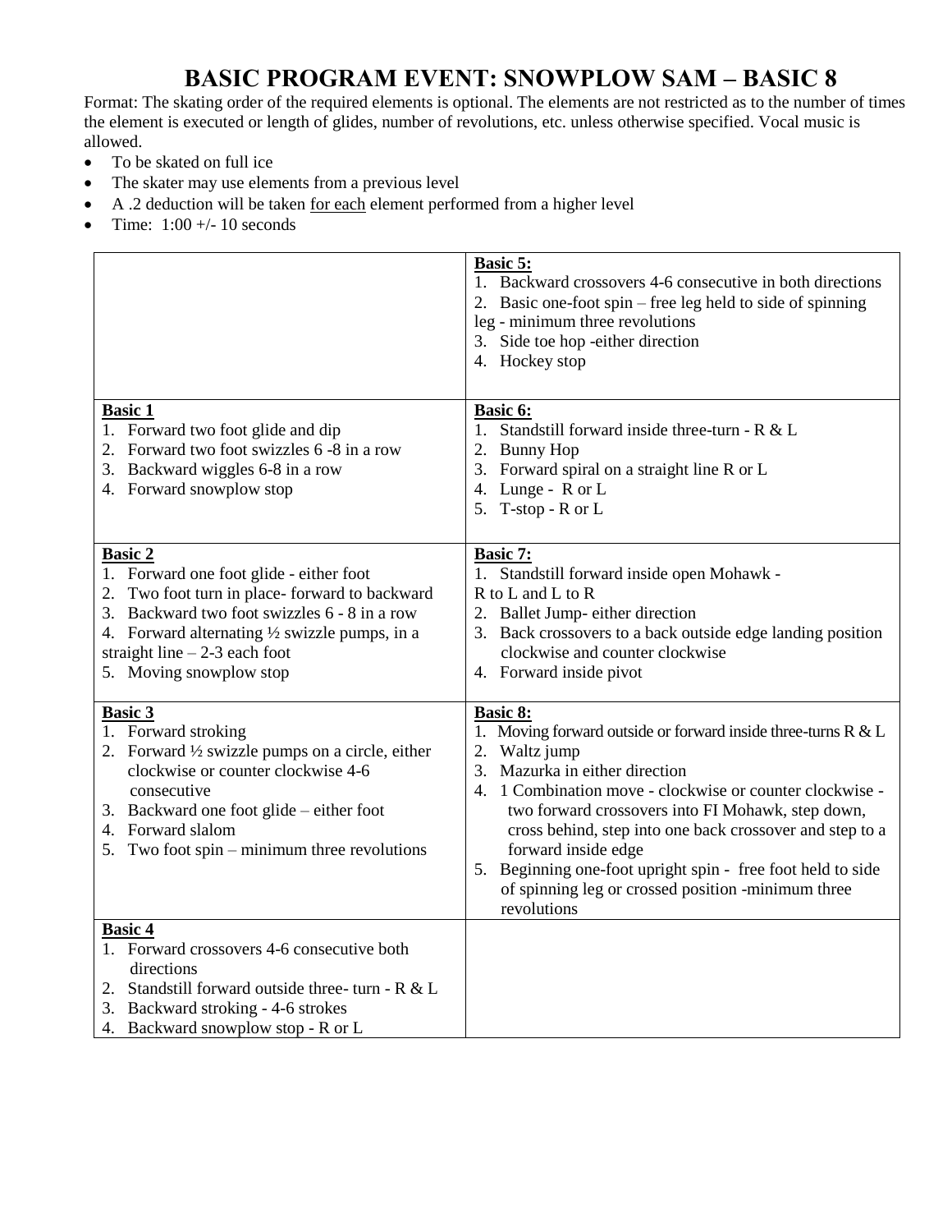# BASIC PROGRAM EVENT: SNOWPLOW SAM – BASIC 8

Format: The skating order of the required elements is optional. The elements are not restricted as to the number of times the element is executed or length of glides, number of revolutions, etc. unless otherwise specified. Vocal music is allowed.

- To be skated on full ice
- The skater may use elements from a previous level
- A .2 deduction will be taken <u>for each</u> element performed from a higher level
- Time: 1:00 +/- 10 seconds

| | |
|---|---|
| | **<u>Basic 5:</u>**<br>1. Backward crossovers 4-6 consecutive in both directions<br>2. Basic one-foot spin – free leg held to side of spinning leg - minimum three revolutions<br>3. Side toe hop -either direction<br>4. Hockey stop |
| **<u>Basic 1</u>**<br>1. Forward two foot glide and dip<br>2. Forward two foot swizzles 6 -8 in a row<br>3. Backward wiggles 6-8 in a row<br>4. Forward snowplow stop | **<u>Basic 6:</u>**<br>1. Standstill forward inside three-turn - R & L<br>2. Bunny Hop<br>3. Forward spiral on a straight line R or L<br>4. Lunge - R or L<br>5. T-stop - R or L |
| **<u>Basic 2</u>**<br>1. Forward one foot glide - either foot<br>2. Two foot turn in place- forward to backward<br>3. Backward two foot swizzles 6 - 8 in a row<br>4. Forward alternating ½ swizzle pumps, in a straight line – 2-3 each foot<br>5. Moving snowplow stop | **<u>Basic 7:</u>**<br>1. Standstill forward inside open Mohawk - R to L and L to R<br>2. Ballet Jump- either direction<br>3. Back crossovers to a back outside edge landing position clockwise and counter clockwise<br>4. Forward inside pivot |
| **<u>Basic 3</u>**<br>1. Forward stroking<br>2. Forward ½ swizzle pumps on a circle, either clockwise or counter clockwise 4-6 consecutive<br>3. Backward one foot glide – either foot<br>4. Forward slalom<br>5. Two foot spin – minimum three revolutions | **<u>Basic 8:</u>**<br>1. Moving forward outside or forward inside three-turns R & L<br>2. Waltz jump<br>3. Mazurka in either direction<br>4. 1 Combination move - clockwise or counter clockwise - two forward crossovers into FI Mohawk, step down, cross behind, step into one back crossover and step to a forward inside edge<br>5. Beginning one-foot upright spin - free foot held to side of spinning leg or crossed position -minimum three revolutions |
| **<u>Basic 4</u>**<br>1. Forward crossovers 4-6 consecutive both directions<br>2. Standstill forward outside three- turn - R & L<br>3. Backward stroking - 4-6 strokes<br>4. Backward snowplow stop - R or L | |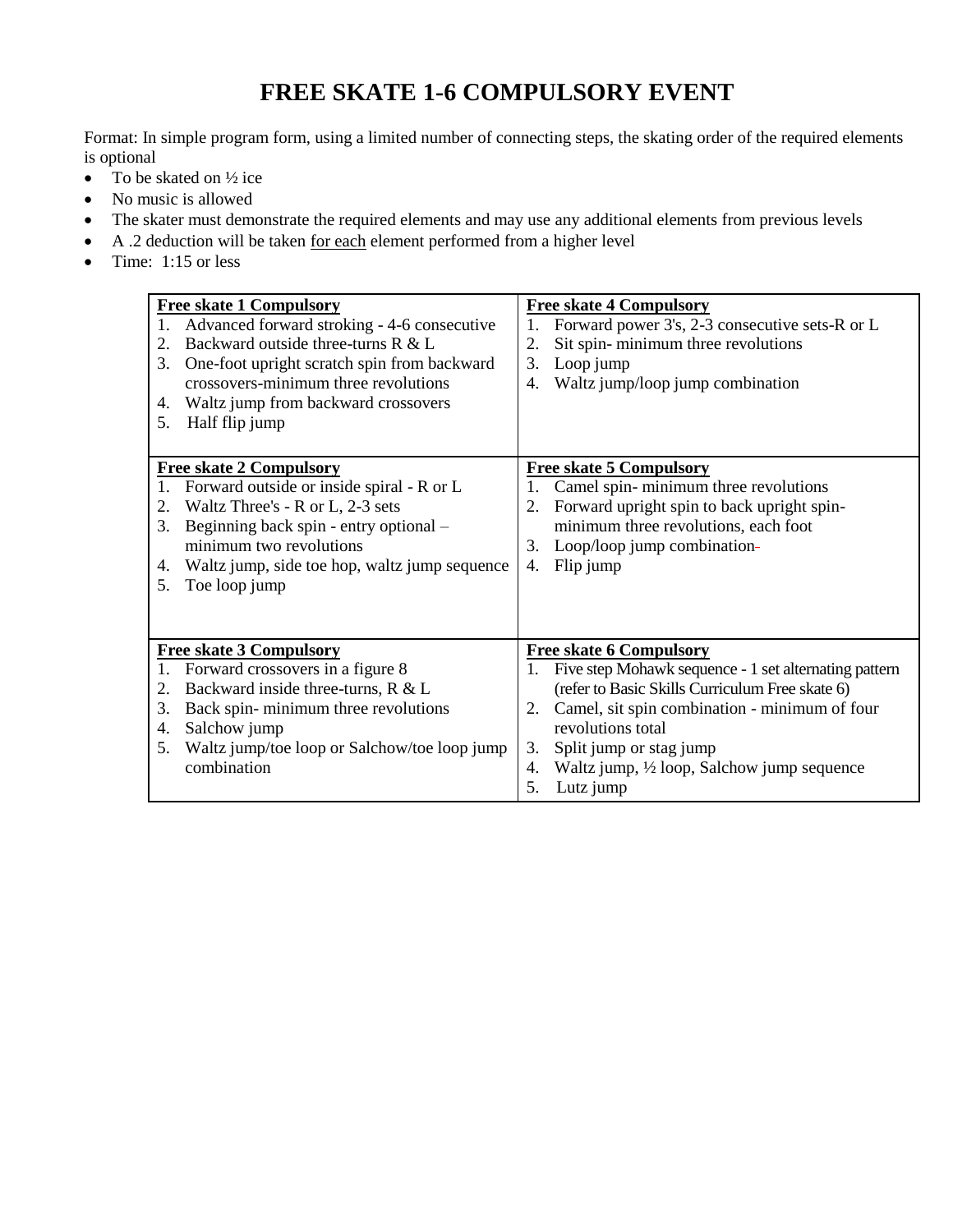# FREE SKATE 1-6 COMPULSORY EVENT

Format: In simple program form, using a limited number of connecting steps, the skating order of the required elements is optional

- To be skated on ½ ice
- No music is allowed
- The skater must demonstrate the required elements and may use any additional elements from previous levels
- A .2 deduction will be taken for each element performed from a higher level
- Time: 1:15 or less

| **Free skate 1 Compulsory** | **Free skate 4 Compulsory** |
| --- | --- |
| 1. Advanced forward stroking - 4-6 consecutive<br>2. Backward outside three-turns R & L<br>3. One-foot upright scratch spin from backward crossovers-minimum three revolutions<br>4. Waltz jump from backward crossovers<br>5. Half flip jump | 1. Forward power 3's, 2-3 consecutive sets-R or L<br>2. Sit spin- minimum three revolutions<br>3. Loop jump<br>4. Waltz jump/loop jump combination |
| **Free skate 2 Compulsory**<br>1. Forward outside or inside spiral - R or L<br>2. Waltz Three's - R or L, 2-3 sets<br>3. Beginning back spin - entry optional – minimum two revolutions<br>4. Waltz jump, side toe hop, waltz jump sequence<br>5. Toe loop jump | **Free skate 5 Compulsory**<br>1. Camel spin- minimum three revolutions<br>2. Forward upright spin to back upright spin- minimum three revolutions, each foot<br>3. Loop/loop jump combination<br>4. Flip jump |
| **Free skate 3 Compulsory**<br>1. Forward crossovers in a figure 8<br>2. Backward inside three-turns, R & L<br>3. Back spin- minimum three revolutions<br>4. Salchow jump<br>5. Waltz jump/toe loop or Salchow/toe loop jump combination | **Free skate 6 Compulsory**<br>1. Five step Mohawk sequence - 1 set alternating pattern (refer to Basic Skills Curriculum Free skate 6)<br>2. Camel, sit spin combination - minimum of four revolutions total<br>3. Split jump or stag jump<br>4. Waltz jump, ½ loop, Salchow jump sequence<br>5. Lutz jump |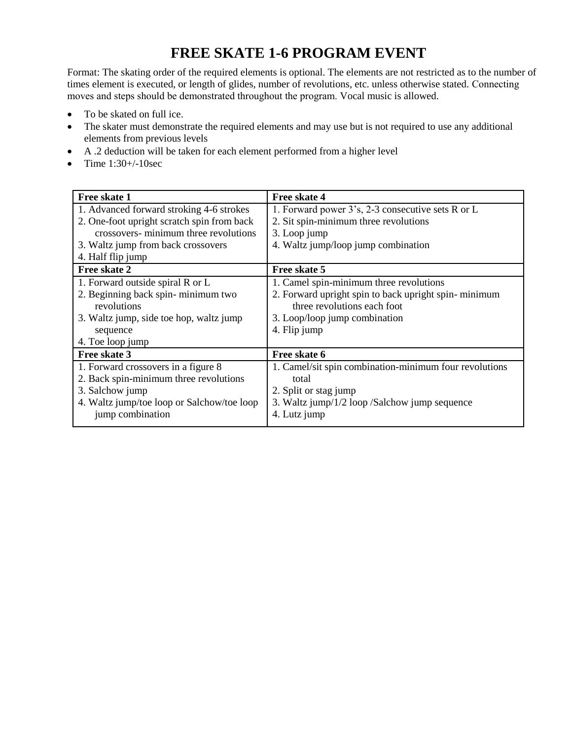# FREE SKATE 1-6 PROGRAM EVENT

Format: The skating order of the required elements is optional. The elements are not restricted as to the number of times element is executed, or length of glides, number of revolutions, etc. unless otherwise stated. Connecting moves and steps should be demonstrated throughout the program. Vocal music is allowed.

- To be skated on full ice.
- The skater must demonstrate the required elements and may use but is not required to use any additional elements from previous levels
- A .2 deduction will be taken for each element performed from a higher level
- Time 1:30+/-10sec

| Free skate 1 | Free skate 4 |
|---|---|
| 1. Advanced forward stroking 4-6 strokes<br>2. One-foot upright scratch spin from back crossovers- minimum three revolutions<br>3. Waltz jump from back crossovers<br>4. Half flip jump | 1. Forward power 3's, 2-3 consecutive sets R or L<br>2. Sit spin-minimum three revolutions<br>3. Loop jump<br>4. Waltz jump/loop jump combination |
| **Free skate 2** | **Free skate 5** |
| 1. Forward outside spiral R or L<br>2. Beginning back spin- minimum two revolutions<br>3. Waltz jump, side toe hop, waltz jump sequence<br>4. Toe loop jump | 1. Camel spin-minimum three revolutions<br>2. Forward upright spin to back upright spin- minimum three revolutions each foot<br>3. Loop/loop jump combination<br>4. Flip jump |
| **Free skate 3** | **Free skate 6** |
| 1. Forward crossovers in a figure 8<br>2. Back spin-minimum three revolutions<br>3. Salchow jump<br>4. Waltz jump/toe loop or Salchow/toe loop jump combination | 1. Camel/sit spin combination-minimum four revolutions total<br>2. Split or stag jump<br>3. Waltz jump/1/2 loop /Salchow jump sequence<br>4. Lutz jump |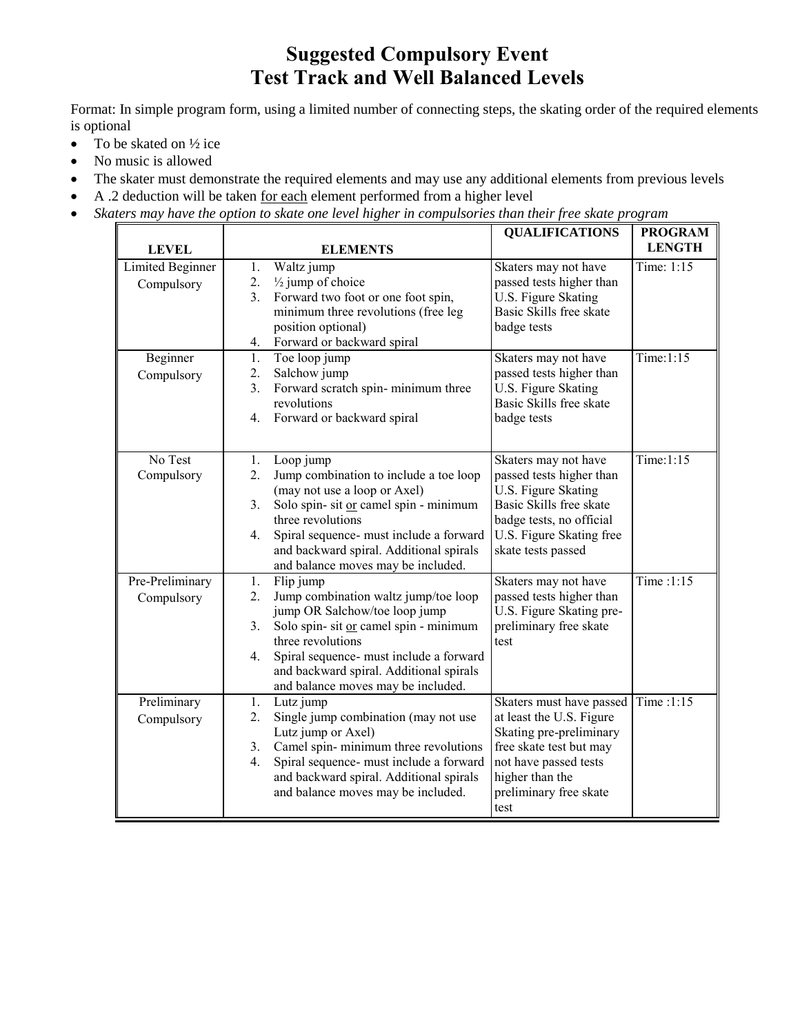# Suggested Compulsory Event
# Test Track and Well Balanced Levels

Format: In simple program form, using a limited number of connecting steps, the skating order of the required elements is optional

- To be skated on ½ ice
- No music is allowed
- The skater must demonstrate the required elements and may use any additional elements from previous levels
- A .2 deduction will be taken for each element performed from a higher level
- *Skaters may have the option to skate one level higher in compulsories than their free skate program*

| LEVEL | ELEMENTS | QUALIFICATIONS | PROGRAM LENGTH |
|---|---|---|---|
| Limited Beginner Compulsory | 1. Waltz jump<br>2. ½ jump of choice<br>3. Forward two foot or one foot spin, minimum three revolutions (free leg position optional)<br>4. Forward or backward spiral | Skaters may not have passed tests higher than U.S. Figure Skating Basic Skills free skate badge tests | Time: 1:15 |
| Beginner Compulsory | 1. Toe loop jump<br>2. Salchow jump<br>3. Forward scratch spin- minimum three revolutions<br>4. Forward or backward spiral | Skaters may not have passed tests higher than U.S. Figure Skating Basic Skills free skate badge tests | Time:1:15 |
| No Test Compulsory | 1. Loop jump<br>2. Jump combination to include a toe loop (may not use a loop or Axel)<br>3. Solo spin- sit or camel spin - minimum three revolutions<br>4. Spiral sequence- must include a forward and backward spiral. Additional spirals and balance moves may be included. | Skaters may not have passed tests higher than U.S. Figure Skating Basic Skills free skate badge tests, no official U.S. Figure Skating free skate tests passed | Time:1:15 |
| Pre-Preliminary Compulsory | 1. Flip jump<br>2. Jump combination waltz jump/toe loop jump OR Salchow/toe loop jump<br>3. Solo spin- sit or camel spin - minimum three revolutions<br>4. Spiral sequence- must include a forward and backward spiral. Additional spirals and balance moves may be included. | Skaters may not have passed tests higher than U.S. Figure Skating pre-preliminary free skate test | Time :1:15 |
| Preliminary Compulsory | 1. Lutz jump<br>2. Single jump combination (may not use Lutz jump or Axel)<br>3. Camel spin- minimum three revolutions<br>4. Spiral sequence- must include a forward and backward spiral. Additional spirals and balance moves may be included. | Skaters must have passed at least the U.S. Figure Skating pre-preliminary free skate test but may not have passed tests higher than the preliminary free skate test | Time :1:15 |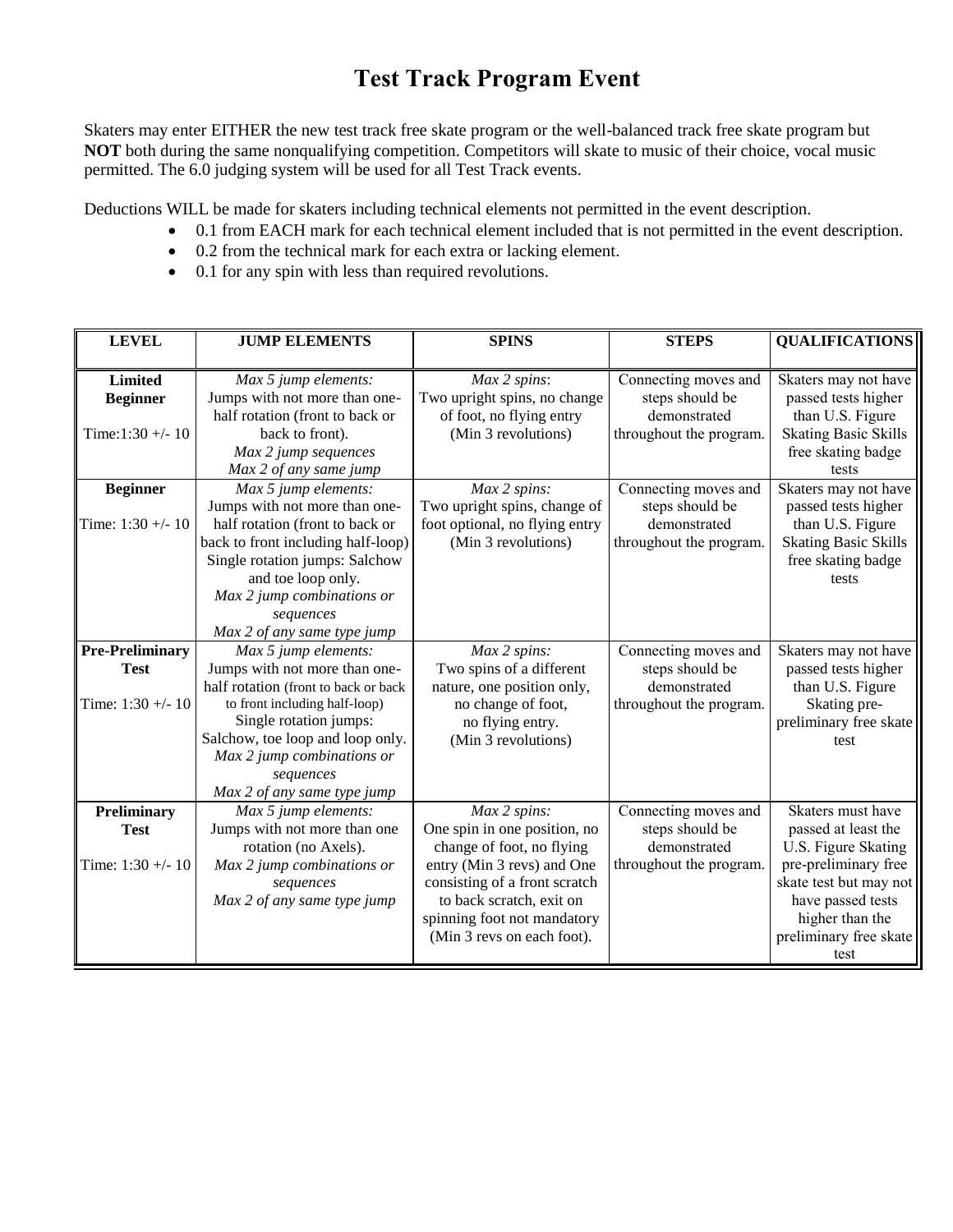# Test Track Program Event

Skaters may enter EITHER the new test track free skate program or the well-balanced track free skate program but **NOT** both during the same nonqualifying competition. Competitors will skate to music of their choice, vocal music permitted. The 6.0 judging system will be used for all Test Track events.

Deductions WILL be made for skaters including technical elements not permitted in the event description.

- 0.1 from EACH mark for each technical element included that is not permitted in the event description.
- 0.2 from the technical mark for each extra or lacking element.
- 0.1 for any spin with less than required revolutions.

| LEVEL | JUMP ELEMENTS | SPINS | STEPS | QUALIFICATIONS |
|---|---|---|---|---|
| **Limited Beginner**<br>Time:1:30 +/- 10 | *Max 5 jump elements:*<br>Jumps with not more than one-half rotation (front to back or back to front).<br>*Max 2 jump sequences*<br>*Max 2 of any same jump* | *Max 2 spins*:<br>Two upright spins, no change of foot, no flying entry<br>(Min 3 revolutions) | Connecting moves and steps should be demonstrated throughout the program. | Skaters may not have passed tests higher than U.S. Figure Skating Basic Skills free skating badge tests |
| **Beginner**<br>Time: 1:30 +/- 10 | *Max 5 jump elements:*<br>Jumps with not more than one-half rotation (front to back or back to front including half-loop)<br>Single rotation jumps: Salchow and toe loop only.<br>*Max 2 jump combinations or sequences*<br>*Max 2 of any same type jump* | *Max 2 spins:*<br>Two upright spins, change of foot optional, no flying entry<br>(Min 3 revolutions) | Connecting moves and steps should be demonstrated throughout the program. | Skaters may not have passed tests higher than U.S. Figure Skating Basic Skills free skating badge tests |
| **Pre-Preliminary Test**<br>Time: 1:30 +/- 10 | *Max 5 jump elements:*<br>Jumps with not more than one-half rotation (front to back or back to front including half-loop)<br>Single rotation jumps: Salchow, toe loop and loop only.<br>*Max 2 jump combinations or sequences*<br>*Max 2 of any same type jump* | *Max 2 spins:*<br>Two spins of a different nature, one position only, no change of foot, no flying entry.<br>(Min 3 revolutions) | Connecting moves and steps should be demonstrated throughout the program. | Skaters may not have passed tests higher than U.S. Figure Skating pre-preliminary free skate test |
| **Preliminary Test**<br>Time: 1:30 +/- 10 | *Max 5 jump elements:*<br>Jumps with not more than one rotation (no Axels).<br>*Max 2 jump combinations or sequences*<br>*Max 2 of any same type jump* | *Max 2 spins:*<br>One spin in one position, no change of foot, no flying entry (Min 3 revs) and One consisting of a front scratch to back scratch, exit on spinning foot not mandatory (Min 3 revs on each foot). | Connecting moves and steps should be demonstrated throughout the program. | Skaters must have passed at least the U.S. Figure Skating pre-preliminary free skate test but may not have passed tests higher than the preliminary free skate test |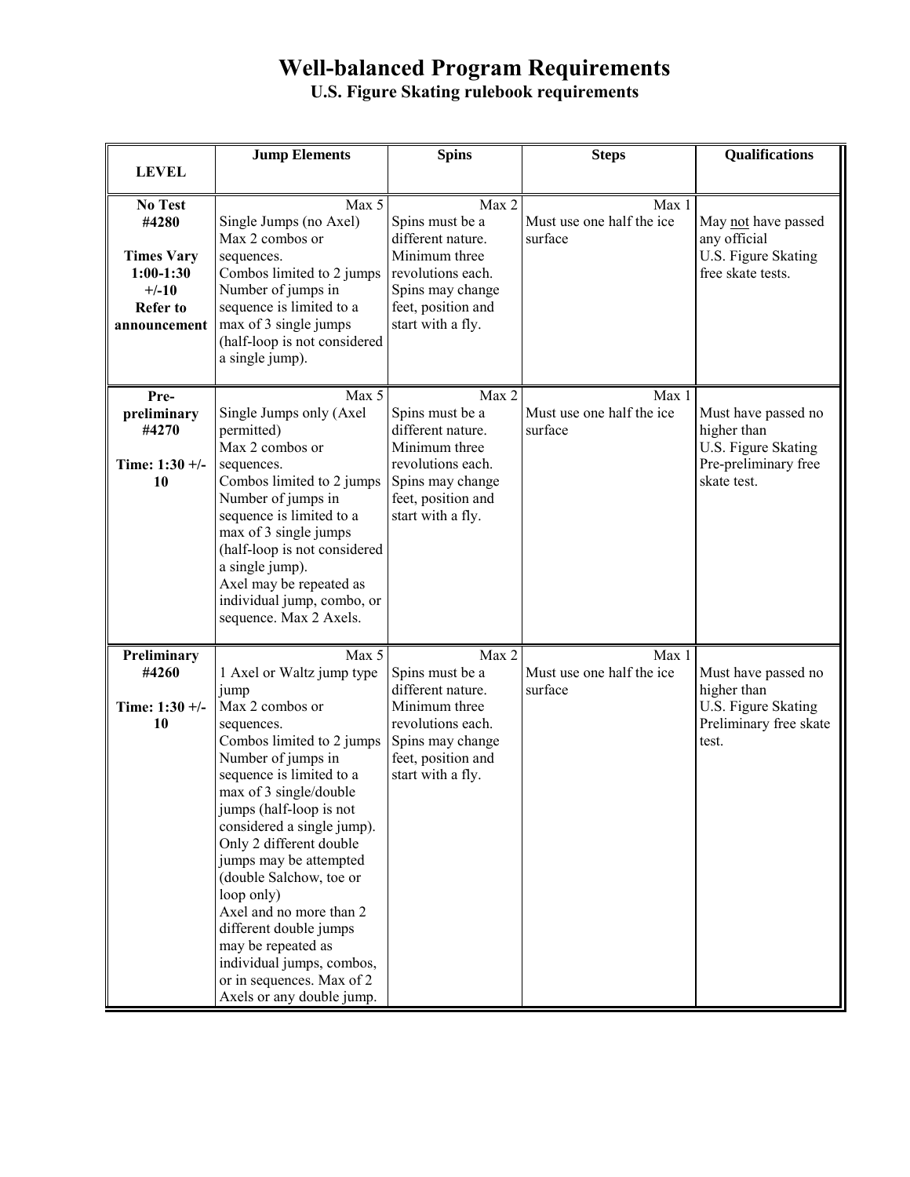# Well-balanced Program Requirements

## U.S. Figure Skating rulebook requirements

| LEVEL | Jump Elements | Spins | Steps | Qualifications |
|---|---|---|---|---|
| **No Test #4280** **Times Vary 1:00-1:30 +/-10 Refer to announcement** | Max 5 Single Jumps (no Axel) Max 2 combos or sequences. Combos limited to 2 jumps Number of jumps in sequence is limited to a max of 3 single jumps (half-loop is not considered a single jump). | Max 2 Spins must be a different nature. Minimum three revolutions each. Spins may change feet, position and start with a fly. | Max 1 Must use one half the ice surface | May not have passed any official U.S. Figure Skating free skate tests. |
| **Pre-preliminary #4270** **Time: 1:30 +/- 10** | Max 5 Single Jumps only (Axel permitted) Max 2 combos or sequences. Combos limited to 2 jumps Number of jumps in sequence is limited to a max of 3 single jumps (half-loop is not considered a single jump). Axel may be repeated as individual jump, combo, or sequence. Max 2 Axels. | Max 2 Spins must be a different nature. Minimum three revolutions each. Spins may change feet, position and start with a fly. | Max 1 Must use one half the ice surface | Must have passed no higher than U.S. Figure Skating Pre-preliminary free skate test. |
| **Preliminary #4260** **Time: 1:30 +/- 10** | Max 5 1 Axel or Waltz jump type jump Max 2 combos or sequences. Combos limited to 2 jumps Number of jumps in sequence is limited to a max of 3 single/double jumps (half-loop is not considered a single jump). Only 2 different double jumps may be attempted (double Salchow, toe or loop only) Axel and no more than 2 different double jumps may be repeated as individual jumps, combos, or in sequences. Max of 2 Axels or any double jump. | Max 2 Spins must be a different nature. Minimum three revolutions each. Spins may change feet, position and start with a fly. | Max 1 Must use one half the ice surface | Must have passed no higher than U.S. Figure Skating Preliminary free skate test. |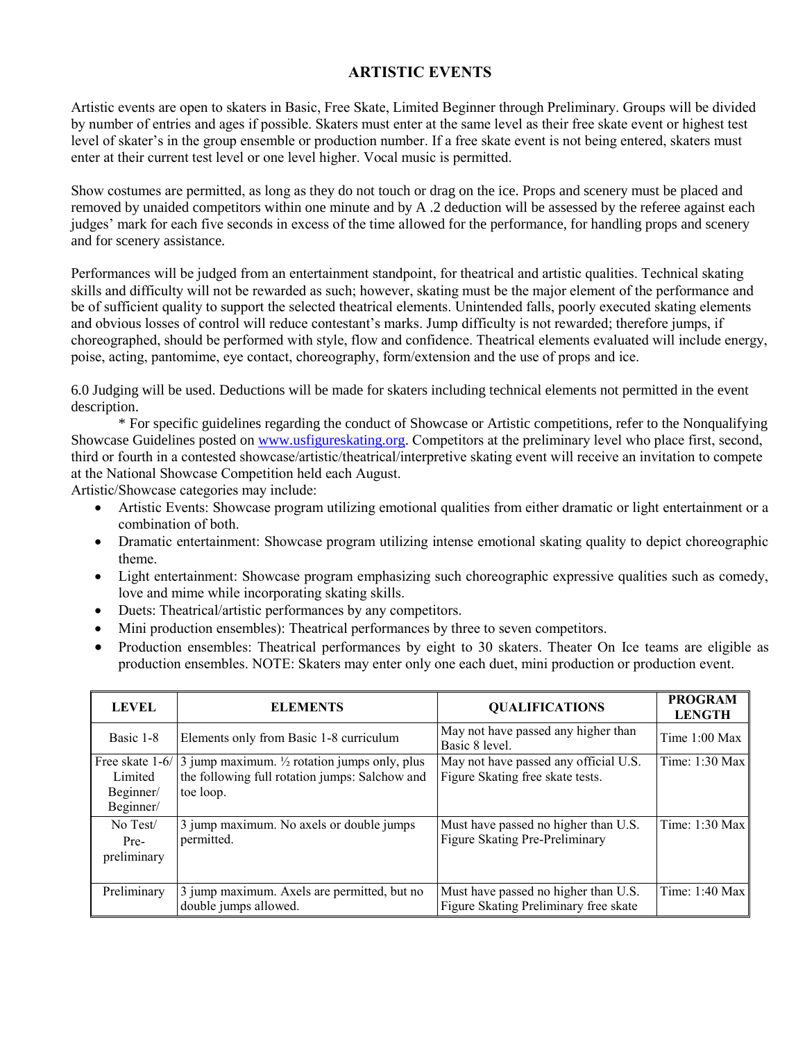## ARTISTIC EVENTS

Artistic events are open to skaters in Basic, Free Skate, Limited Beginner through Preliminary. Groups will be divided by number of entries and ages if possible. Skaters must enter at the same level as their free skate event or highest test level of skater's in the group ensemble or production number. If a free skate event is not being entered, skaters must enter at their current test level or one level higher. Vocal music is permitted.

Show costumes are permitted, as long as they do not touch or drag on the ice. Props and scenery must be placed and removed by unaided competitors within one minute and by A .2 deduction will be assessed by the referee against each judges' mark for each five seconds in excess of the time allowed for the performance, for handling props and scenery and for scenery assistance.

Performances will be judged from an entertainment standpoint, for theatrical and artistic qualities. Technical skating skills and difficulty will not be rewarded as such; however, skating must be the major element of the performance and be of sufficient quality to support the selected theatrical elements. Unintended falls, poorly executed skating elements and obvious losses of control will reduce contestant's marks. Jump difficulty is not rewarded; therefore jumps, if choreographed, should be performed with style, flow and confidence. Theatrical elements evaluated will include energy, poise, acting, pantomime, eye contact, choreography, form/extension and the use of props and ice.

6.0 Judging will be used. Deductions will be made for skaters including technical elements not permitted in the event description.

\* For specific guidelines regarding the conduct of Showcase or Artistic competitions, refer to the Nonqualifying Showcase Guidelines posted on [www.usfigureskating.org](http://www.usfigureskating.org). Competitors at the preliminary level who place first, second, third or fourth in a contested showcase/artistic/theatrical/interpretive skating event will receive an invitation to compete at the National Showcase Competition held each August.

Artistic/Showcase categories may include:

- Artistic Events: Showcase program utilizing emotional qualities from either dramatic or light entertainment or a combination of both.
- Dramatic entertainment: Showcase program utilizing intense emotional skating quality to depict choreographic theme.
- Light entertainment: Showcase program emphasizing such choreographic expressive qualities such as comedy, love and mime while incorporating skating skills.
- Duets: Theatrical/artistic performances by any competitors.
- Mini production ensembles): Theatrical performances by three to seven competitors.
- Production ensembles: Theatrical performances by eight to 30 skaters. Theater On Ice teams are eligible as production ensembles. NOTE: Skaters may enter only one each duet, mini production or production event.

| LEVEL | ELEMENTS | QUALIFICATIONS | PROGRAM LENGTH |
|---|---|---|---|
| Basic 1-8 | Elements only from Basic 1-8 curriculum | May not have passed any higher than Basic 8 level. | Time 1:00 Max |
| Free skate 1-6/ Limited Beginner/ Beginner/ | 3 jump maximum. ½ rotation jumps only, plus the following full rotation jumps: Salchow and toe loop. | May not have passed any official U.S. Figure Skating free skate tests. | Time: 1:30 Max |
| No Test/ Pre-preliminary | 3 jump maximum. No axels or double jumps permitted. | Must have passed no higher than U.S. Figure Skating Pre-Preliminary | Time: 1:30 Max |
| Preliminary | 3 jump maximum. Axels are permitted, but no double jumps allowed. | Must have passed no higher than U.S. Figure Skating Preliminary free skate | Time: 1:40 Max |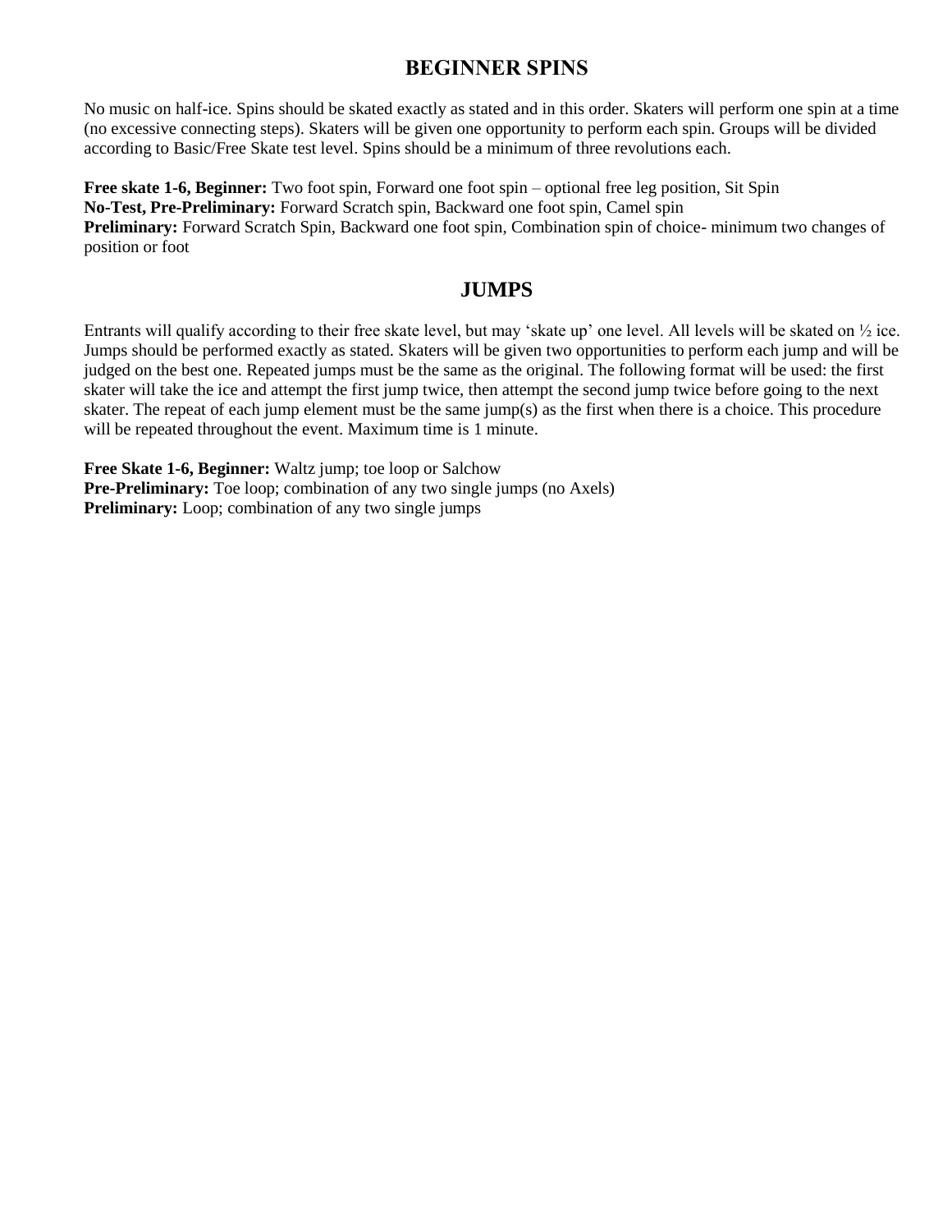## BEGINNER SPINS

No music on half-ice. Spins should be skated exactly as stated and in this order. Skaters will perform one spin at a time (no excessive connecting steps). Skaters will be given one opportunity to perform each spin. Groups will be divided according to Basic/Free Skate test level. Spins should be a minimum of three revolutions each.

**Free skate 1-6, Beginner:** Two foot spin, Forward one foot spin – optional free leg position, Sit Spin
**No-Test, Pre-Preliminary:** Forward Scratch spin, Backward one foot spin, Camel spin
**Preliminary:** Forward Scratch Spin, Backward one foot spin, Combination spin of choice- minimum two changes of position or foot

## JUMPS

Entrants will qualify according to their free skate level, but may 'skate up' one level. All levels will be skated on ½ ice. Jumps should be performed exactly as stated. Skaters will be given two opportunities to perform each jump and will be judged on the best one. Repeated jumps must be the same as the original. The following format will be used: the first skater will take the ice and attempt the first jump twice, then attempt the second jump twice before going to the next skater. The repeat of each jump element must be the same jump(s) as the first when there is a choice. This procedure will be repeated throughout the event. Maximum time is 1 minute.

**Free Skate 1-6, Beginner:** Waltz jump; toe loop or Salchow
**Pre-Preliminary:** Toe loop; combination of any two single jumps (no Axels)
**Preliminary:** Loop; combination of any two single jumps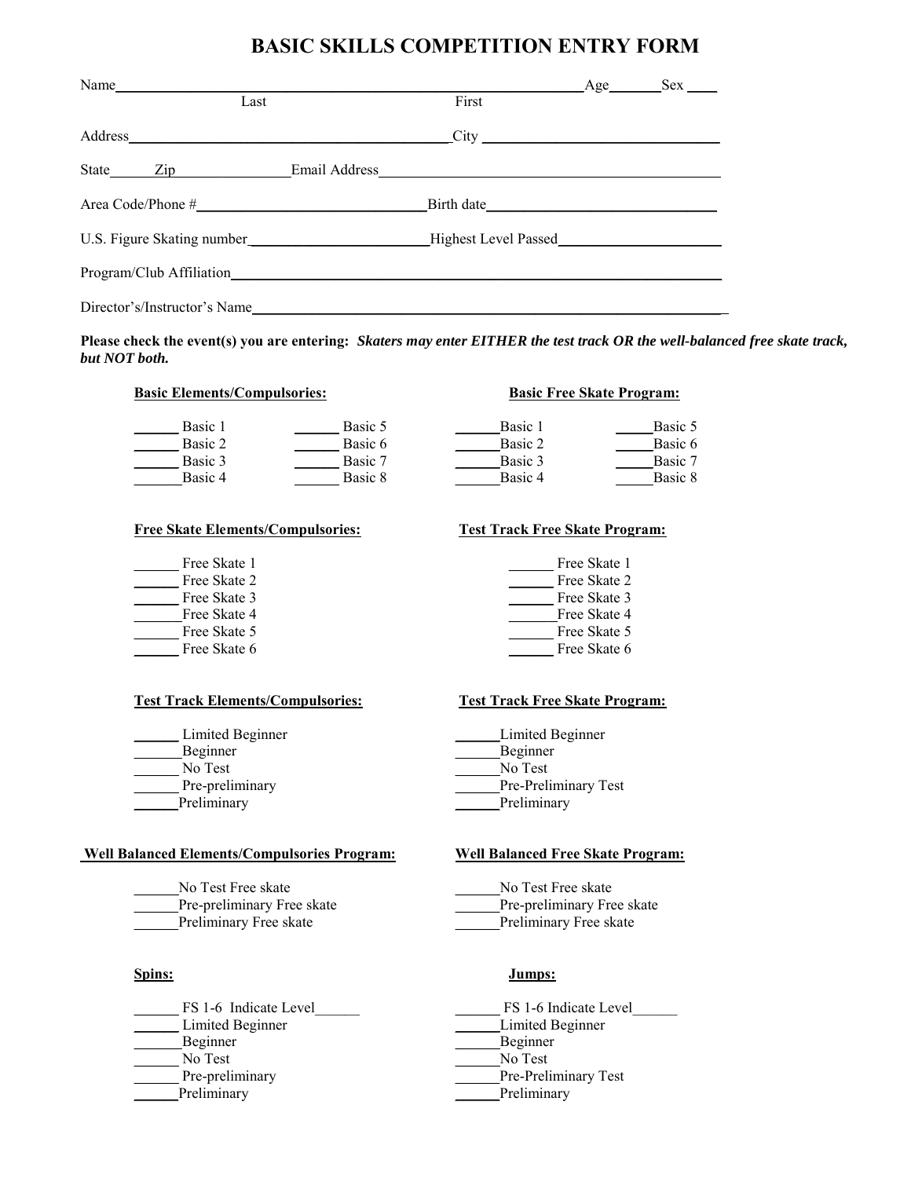# BASIC SKILLS COMPETITION ENTRY FORM

Name__________________________________________ Age_______ Sex ____
Last First

Address______________________________ City ______________________

State______ Zip______________ Email Address_______________________________

Area Code/Phone #______________________ Birth date______________________

U.S. Figure Skating number__________________ Highest Level Passed________________

Program/Club Affiliation__________________________________________________

Director's/Instructor's Name_______________________________________________

**Please check the event(s) you are entering:** ***Skaters may enter EITHER the test track OR the well-balanced free skate track, but NOT both.***

**Basic Elements/Compulsories:**

______ Basic 1
______ Basic 2
______ Basic 3
______ Basic 4
______ Basic 5
______ Basic 6
______ Basic 7
______ Basic 8

**Basic Free Skate Program:**

______ Basic 1
______ Basic 2
______ Basic 3
______ Basic 4
______ Basic 5
______ Basic 6
______ Basic 7
______ Basic 8

**Free Skate Elements/Compulsories:**

______ Free Skate 1
______ Free Skate 2
______ Free Skate 3
______ Free Skate 4
______ Free Skate 5
______ Free Skate 6

**Test Track Free Skate Program:**

______ Free Skate 1
______ Free Skate 2
______ Free Skate 3
______ Free Skate 4
______ Free Skate 5
______ Free Skate 6

**Test Track Elements/Compulsories:**

______ Limited Beginner
______ Beginner
______ No Test
______ Pre-preliminary
______ Preliminary

**Test Track Free Skate Program:**

______ Limited Beginner
______ Beginner
______ No Test
______ Pre-Preliminary Test
______ Preliminary

**Well Balanced Elements/Compulsories Program:**

______ No Test Free skate
______ Pre-preliminary Free skate
______ Preliminary Free skate

**Well Balanced Free Skate Program:**

______ No Test Free skate
______ Pre-preliminary Free skate
______ Preliminary Free skate

**Spins:**

______ FS 1-6 Indicate Level______
______ Limited Beginner
______ Beginner
______ No Test
______ Pre-preliminary
______ Preliminary

**Jumps:**

______ FS 1-6 Indicate Level______
______ Limited Beginner
______ Beginner
______ No Test
______ Pre-Preliminary Test
______ Preliminary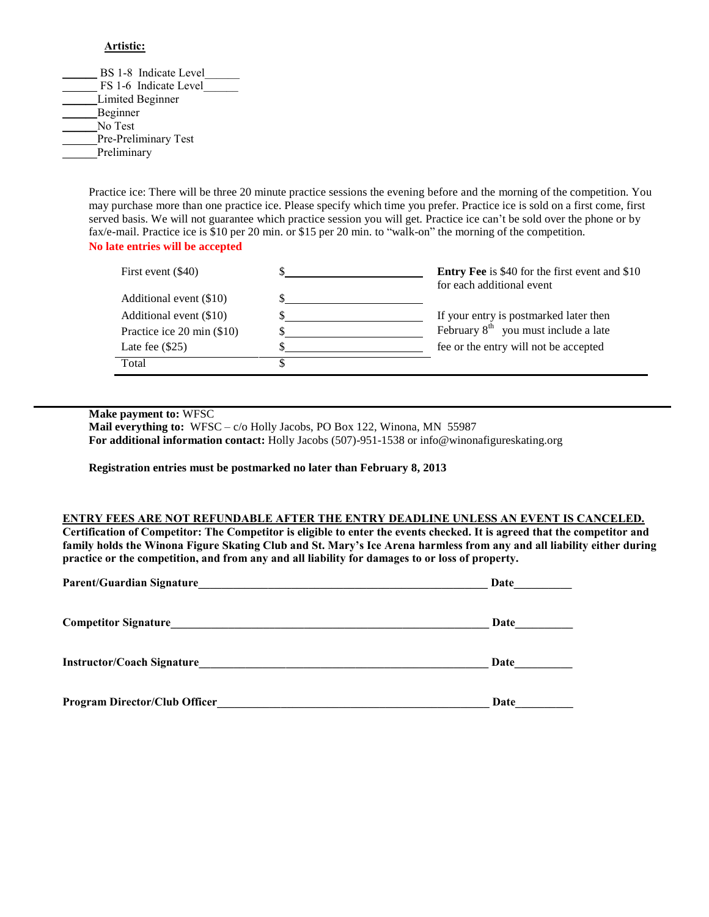**Artistic:**

______ BS 1-8 Indicate Level______
______ FS 1-6 Indicate Level______
______Limited Beginner
______Beginner
______No Test
______Pre-Preliminary Test
______Preliminary

Practice ice: There will be three 20 minute practice sessions the evening before and the morning of the competition. You may purchase more than one practice ice. Please specify which time you prefer. Practice ice is sold on a first come, first served basis. We will not guarantee which practice session you will get. Practice ice can't be sold over the phone or by fax/e-mail. Practice ice is $10 per 20 min. or $15 per 20 min. to "walk-on" the morning of the competition.

**No late entries will be accepted**

| | | |
|---|---|---|
| First event ($40) | $______________________ | **Entry Fee** is $40 for the first event and $10 for each additional event |
| Additional event ($10) | $______________________ | |
| Additional event ($10) | $______________________ | If your entry is postmarked later then |
| Practice ice 20 min ($10) | $______________________ | February 8th you must include a late |
| Late fee ($25) | $______________________ | fee or the entry will not be accepted |
| Total | $ | |

**Make payment to:** WFSC
**Mail everything to:** WFSC – c/o Holly Jacobs, PO Box 122, Winona, MN 55987
**For additional information contact:** Holly Jacobs (507)-951-1538 or info@winonafigureskating.org

**Registration entries must be postmarked no later than February 8, 2013**

**ENTRY FEES ARE NOT REFUNDABLE AFTER THE ENTRY DEADLINE UNLESS AN EVENT IS CANCELED.**
**Certification of Competitor: The Competitor is eligible to enter the events checked. It is agreed that the competitor and family holds the Winona Figure Skating Club and St. Mary's Ice Arena harmless from any and all liability either during practice or the competition, and from any and all liability for damages to or loss of property.**

**Parent/Guardian Signature**____________________________________________ **Date**__________

**Competitor Signature**________________________________________________ **Date**__________

**Instructor/Coach Signature**___________________________________________ **Date**__________

**Program Director/Club Officer**_________________________________________ **Date**__________